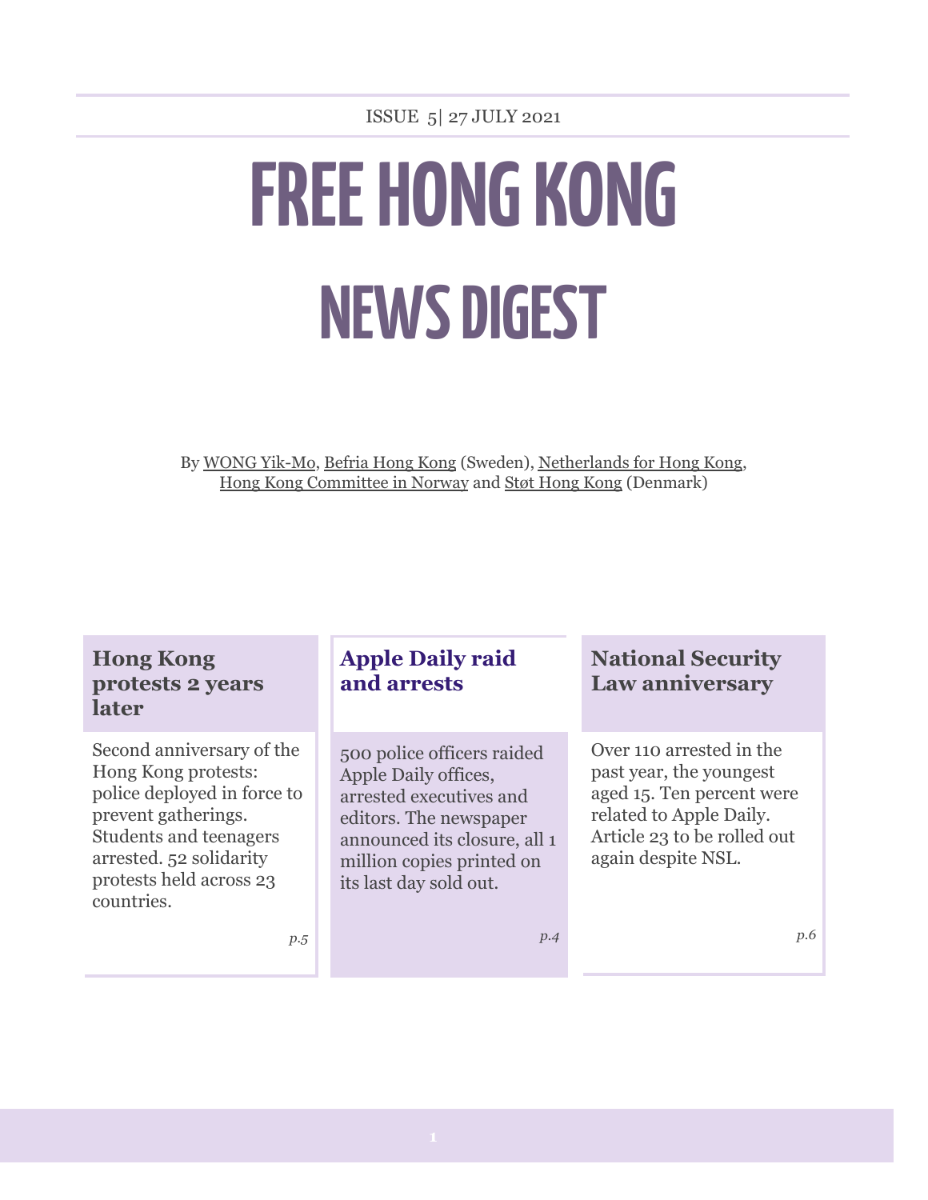ISSUE 5| 27 JULY 2021

# FREE HONG KONG NEWS DIGEST

By WONG Yik-Mo, Befria Hong Kong (Sweden), Netherlands for Hong Kong, Hong Kong Committee in Norway and Støt Hong Kong (Denmark)

### Hong Kong protests 2 years later

Second anniversary of the Hong Kong protests: police deployed in force to prevent gatherings. Students and teenagers arrested. 52 solidarity protests held across 23 countries.

*p.5*

### Apple Daily raid and arrests

500 police officers raided Apple Daily offices, arrested executives and editors. The newspaper announced its closure, all 1 million copies printed on its last day sold out.

*p.4*

### National Security Law anniversary

Over 110 arrested in the past year, the youngest aged 15. Ten percent were related to Apple Daily. Article 23 to be rolled out again despite NSL.

*p.6*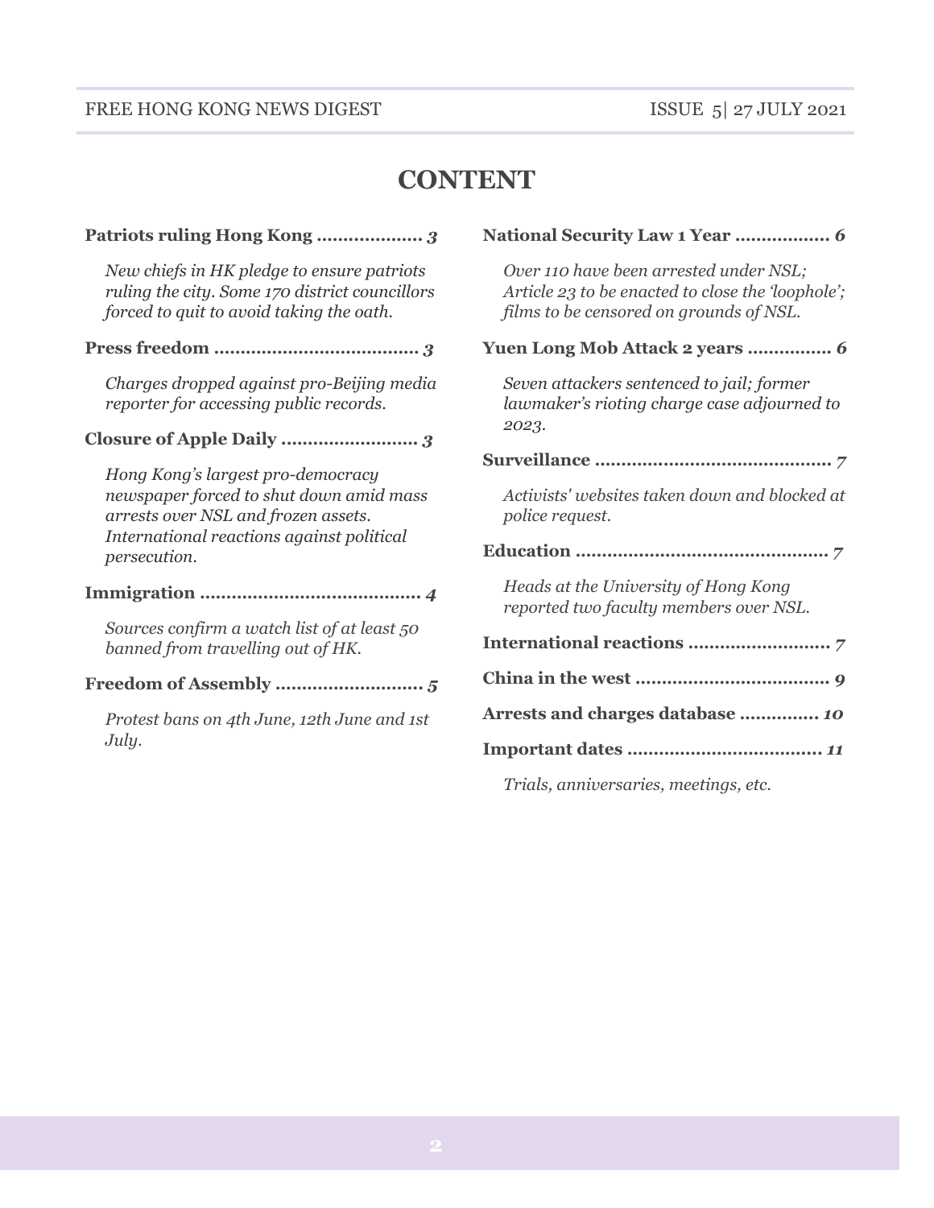# CONTENT

**Patriots ruling Hong Kong .................... *3***

*New chiefs in HK pledge to ensure patriots ruling the city. Some 170 district councillors forced to quit to avoid taking the oath.*

**Press freedom ....................................... *3***

*Charges dropped against pro-Beijing media reporter for accessing public records.*

**Closure of Apple Daily .......................... *3***

*Hong Kong's largest pro-democracy newspaper forced to shut down amid mass arrests over NSL and frozen assets. International reactions against political persecution.*

**Immigration .......................................... *4***

*Sources confirm a watch list of at least 50 banned from travelling out of HK.*

**Freedom of Assembly ............................ *5***

*Protest bans on 4th June, 12th June and 1st July.*

**National Security Law 1 Year .................. *6***

*Over 110 have been arrested under NSL; Article 23 to be enacted to close the 'loophole'; films to be censored on grounds of NSL.*

**Yuen Long Mob Attack 2 years ................ *6***

*Seven attackers sentenced to jail; former lawmaker's rioting charge case adjourned to 2023.*

**Surveillance ............................................ *7***

*Activists' websites taken down and blocked at police request.*

**Education ................................................ *7***

*Heads at the University of Hong Kong reported two faculty members over NSL.*

**International reactions ........................... *7***

**China in the west .................................... *9***

**Arrests and charges database ............... *10***

**Important dates .................................... *11***

*Trials, anniversaries, meetings, etc.*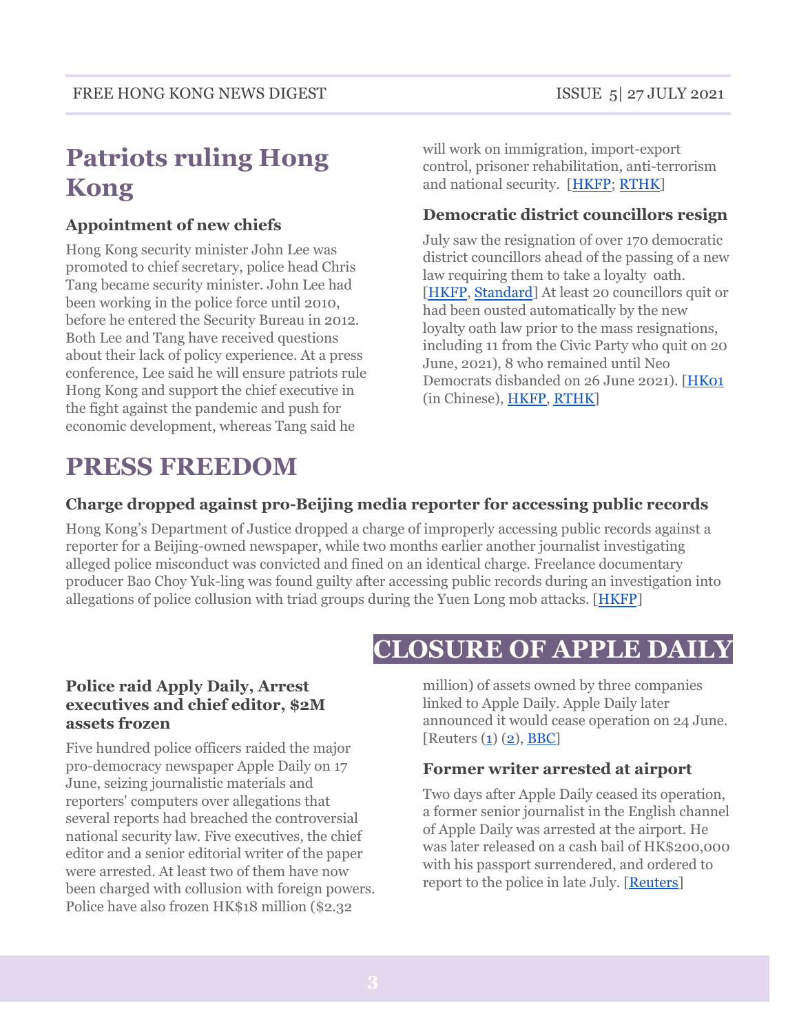# Patriots ruling Hong Kong

### Appointment of new chiefs

Hong Kong security minister John Lee was promoted to chief secretary, police head Chris Tang became security minister. John Lee had been working in the police force until 2010, before he entered the Security Bureau in 2012. Both Lee and Tang have received questions about their lack of policy experience. At a press conference, Lee said he will ensure patriots rule Hong Kong and support the chief executive in the fight against the pandemic and push for economic development, whereas Tang said he will work on immigration, import-export control, prisoner rehabilitation, anti-terrorism and national security. [HKFP; RTHK]

### Democratic district councillors resign

July saw the resignation of over 170 democratic district councillors ahead of the passing of a new law requiring them to take a loyalty oath. [HKFP, Standard] At least 20 councillors quit or had been ousted automatically by the new loyalty oath law prior to the mass resignations, including 11 from the Civic Party who quit on 20 June, 2021), 8 who remained until Neo Democrats disbanded on 26 June 2021). [HK01 (in Chinese), HKFP, RTHK]

# PRESS FREEDOM

### Charge dropped against pro-Beijing media reporter for accessing public records

Hong Kong's Department of Justice dropped a charge of improperly accessing public records against a reporter for a Beijing-owned newspaper, while two months earlier another journalist investigating alleged police misconduct was convicted and fined on an identical charge. Freelance documentary producer Bao Choy Yuk-ling was found guilty after accessing public records during an investigation into allegations of police collusion with triad groups during the Yuen Long mob attacks. [HKFP]

# CLOSURE OF APPLE DAILY

### Police raid Apply Daily, Arrest executives and chief editor, $2M assets frozen

Five hundred police officers raided the major pro-democracy newspaper Apple Daily on 17 June, seizing journalistic materials and reporters' computers over allegations that several reports had breached the controversial national security law. Five executives, the chief editor and a senior editorial writer of the paper were arrested. At least two of them have now been charged with collusion with foreign powers. Police have also frozen HK$18 million ($2.32 million) of assets owned by three companies linked to Apple Daily. Apple Daily later announced it would cease operation on 24 June. [Reuters (1) (2), BBC]

### Former writer arrested at airport

Two days after Apple Daily ceased its operation, a former senior journalist in the English channel of Apple Daily was arrested at the airport. He was later released on a cash bail of HK$200,000 with his passport surrendered, and ordered to report to the police in late July. [Reuters]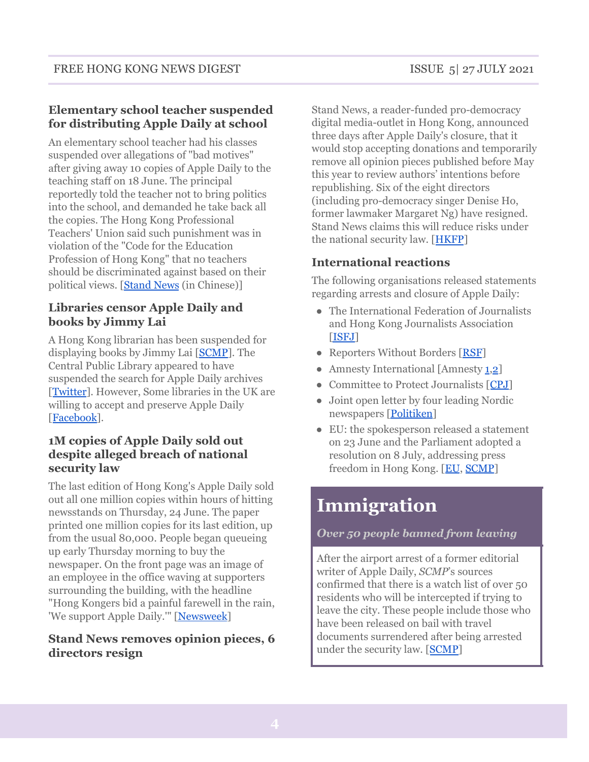### Elementary school teacher suspended for distributing Apple Daily at school

An elementary school teacher had his classes suspended over allegations of "bad motives" after giving away 10 copies of Apple Daily to the teaching staff on 18 June. The principal reportedly told the teacher not to bring politics into the school, and demanded he take back all the copies. The Hong Kong Professional Teachers' Union said such punishment was in violation of the "Code for the Education Profession of Hong Kong" that no teachers should be discriminated against based on their political views. [Stand News (in Chinese)]

### Libraries censor Apple Daily and books by Jimmy Lai

A Hong Kong librarian has been suspended for displaying books by Jimmy Lai [SCMP]. The Central Public Library appeared to have suspended the search for Apple Daily archives [Twitter]. However, Some libraries in the UK are willing to accept and preserve Apple Daily [Facebook].

### 1M copies of Apple Daily sold out despite alleged breach of national security law

The last edition of Hong Kong's Apple Daily sold out all one million copies within hours of hitting newsstands on Thursday, 24 June. The paper printed one million copies for its last edition, up from the usual 80,000. People began queueing up early Thursday morning to buy the newspaper. On the front page was an image of an employee in the office waving at supporters surrounding the building, with the headline "Hong Kongers bid a painful farewell in the rain, 'We support Apple Daily.'" [Newsweek]

### Stand News removes opinion pieces, 6 directors resign

Stand News, a reader-funded pro-democracy digital media-outlet in Hong Kong, announced three days after Apple Daily's closure, that it would stop accepting donations and temporarily remove all opinion pieces published before May this year to review authors' intentions before republishing. Six of the eight directors (including pro-democracy singer Denise Ho, former lawmaker Margaret Ng) have resigned. Stand News claims this will reduce risks under the national security law. [HKFP]

### International reactions

The following organisations released statements regarding arrests and closure of Apple Daily:

- The International Federation of Journalists and Hong Kong Journalists Association [ISFJ]
- Reporters Without Borders [RSF]
- Amnesty International [Amnesty 1,2]
- Committee to Protect Journalists [CPJ]
- Joint open letter by four leading Nordic newspapers [Politiken]
- EU: the spokesperson released a statement on 23 June and the Parliament adopted a resolution on 8 July, addressing press freedom in Hong Kong. [EU, SCMP]

# Immigration

*Over 50 people banned from leaving*

After the airport arrest of a former editorial writer of Apple Daily, *SCMP*'s sources confirmed that there is a watch list of over 50 residents who will be intercepted if trying to leave the city. These people include those who have been released on bail with travel documents surrendered after being arrested under the security law. [SCMP]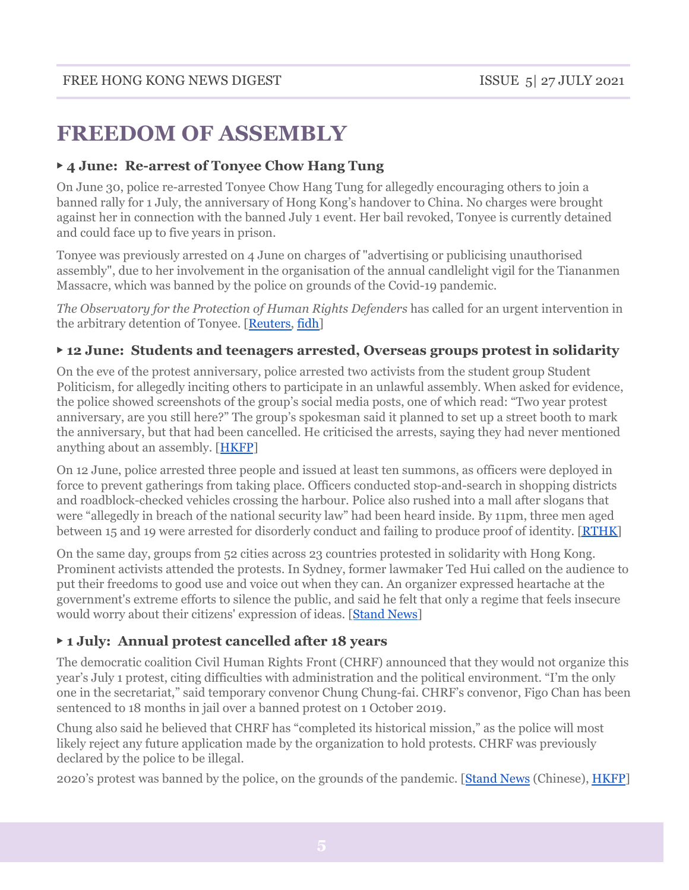# FREEDOM OF ASSEMBLY

### ▸ 4 June: Re-arrest of Tonyee Chow Hang Tung

On June 30, police re-arrested Tonyee Chow Hang Tung for allegedly encouraging others to join a banned rally for 1 July, the anniversary of Hong Kong's handover to China. No charges were brought against her in connection with the banned July 1 event. Her bail revoked, Tonyee is currently detained and could face up to five years in prison.

Tonyee was previously arrested on 4 June on charges of "advertising or publicising unauthorised assembly", due to her involvement in the organisation of the annual candlelight vigil for the Tiananmen Massacre, which was banned by the police on grounds of the Covid-19 pandemic.

*The Observatory for the Protection of Human Rights Defenders* has called for an urgent intervention in the arbitrary detention of Tonyee. [Reuters, fidh]

### ▸ 12 June: Students and teenagers arrested, Overseas groups protest in solidarity

On the eve of the protest anniversary, police arrested two activists from the student group Student Politicism, for allegedly inciting others to participate in an unlawful assembly. When asked for evidence, the police showed screenshots of the group's social media posts, one of which read: "Two year protest anniversary, are you still here?" The group's spokesman said it planned to set up a street booth to mark the anniversary, but that had been cancelled. He criticised the arrests, saying they had never mentioned anything about an assembly. [HKFP]

On 12 June, police arrested three people and issued at least ten summons, as officers were deployed in force to prevent gatherings from taking place. Officers conducted stop-and-search in shopping districts and roadblock-checked vehicles crossing the harbour. Police also rushed into a mall after slogans that were "allegedly in breach of the national security law" had been heard inside. By 11pm, three men aged between 15 and 19 were arrested for disorderly conduct and failing to produce proof of identity. [RTHK]

On the same day, groups from 52 cities across 23 countries protested in solidarity with Hong Kong. Prominent activists attended the protests. In Sydney, former lawmaker Ted Hui called on the audience to put their freedoms to good use and voice out when they can. An organizer expressed heartache at the government's extreme efforts to silence the public, and said he felt that only a regime that feels insecure would worry about their citizens' expression of ideas. [Stand News]

### ▸ 1 July: Annual protest cancelled after 18 years

The democratic coalition Civil Human Rights Front (CHRF) announced that they would not organize this year's July 1 protest, citing difficulties with administration and the political environment. "I'm the only one in the secretariat," said temporary convenor Chung Chung-fai. CHRF's convenor, Figo Chan has been sentenced to 18 months in jail over a banned protest on 1 October 2019.

Chung also said he believed that CHRF has "completed its historical mission," as the police will most likely reject any future application made by the organization to hold protests. CHRF was previously declared by the police to be illegal.

2020's protest was banned by the police, on the grounds of the pandemic. [Stand News (Chinese), HKFP]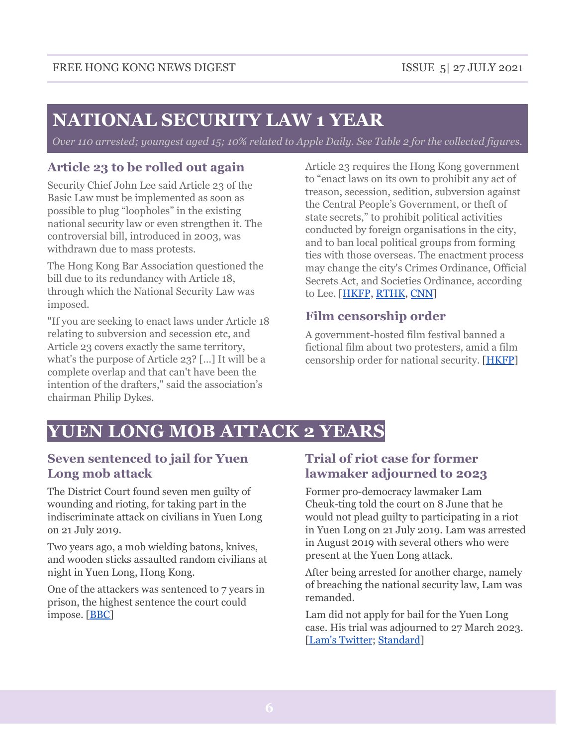# NATIONAL SECURITY LAW 1 YEAR

*Over 110 arrested; youngest aged 15; 10% related to Apple Daily. See Table 2 for the collected figures.*

## Article 23 to be rolled out again

Security Chief John Lee said Article 23 of the Basic Law must be implemented as soon as possible to plug "loopholes" in the existing national security law or even strengthen it. The controversial bill, introduced in 2003, was withdrawn due to mass protests.

The Hong Kong Bar Association questioned the bill due to its redundancy with Article 18, through which the National Security Law was imposed.

"If you are seeking to enact laws under Article 18 relating to subversion and secession etc, and Article 23 covers exactly the same territory, what's the purpose of Article 23? [...] It will be a complete overlap and that can't have been the intention of the drafters," said the association's chairman Philip Dykes.

Article 23 requires the Hong Kong government to "enact laws on its own to prohibit any act of treason, secession, sedition, subversion against the Central People's Government, or theft of state secrets," to prohibit political activities conducted by foreign organisations in the city, and to ban local political groups from forming ties with those overseas. The enactment process may change the city's Crimes Ordinance, Official Secrets Act, and Societies Ordinance, according to Lee. [HKFP, RTHK, CNN]

## Film censorship order

A government-hosted film festival banned a fictional film about two protesters, amid a film censorship order for national security. [HKFP]

# YUEN LONG MOB ATTACK 2 YEARS

## Seven sentenced to jail for Yuen Long mob attack

The District Court found seven men guilty of wounding and rioting, for taking part in the indiscriminate attack on civilians in Yuen Long on 21 July 2019.

Two years ago, a mob wielding batons, knives, and wooden sticks assaulted random civilians at night in Yuen Long, Hong Kong.

One of the attackers was sentenced to 7 years in prison, the highest sentence the court could impose. [BBC]

## Trial of riot case for former lawmaker adjourned to 2023

Former pro-democracy lawmaker Lam Cheuk-ting told the court on 8 June that he would not plead guilty to participating in a riot in Yuen Long on 21 July 2019. Lam was arrested in August 2019 with several others who were present at the Yuen Long attack.

After being arrested for another charge, namely of breaching the national security law, Lam was remanded.

Lam did not apply for bail for the Yuen Long case. His trial was adjourned to 27 March 2023. [Lam's Twitter; Standard]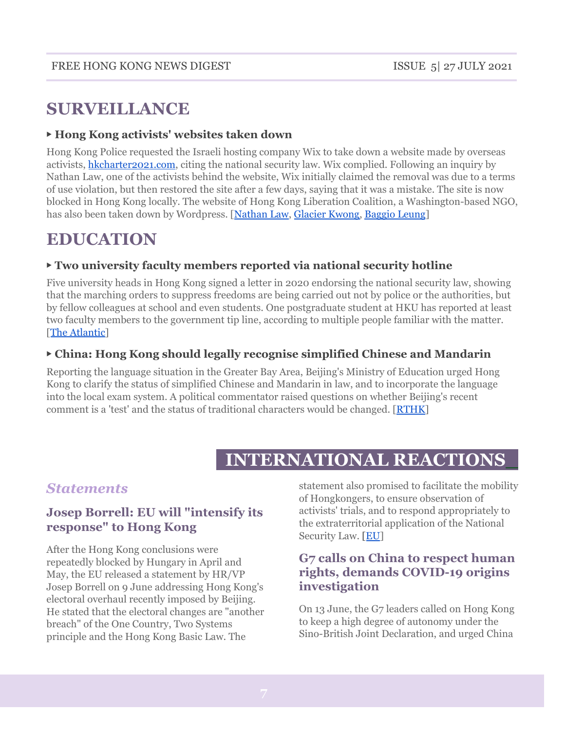# SURVEILLANCE

### ▸ Hong Kong activists' websites taken down

Hong Kong Police requested the Israeli hosting company Wix to take down a website made by overseas activists, hkcharter2021.com, citing the national security law. Wix complied. Following an inquiry by Nathan Law, one of the activists behind the website, Wix initially claimed the removal was due to a terms of use violation, but then restored the site after a few days, saying that it was a mistake. The site is now blocked in Hong Kong locally. The website of Hong Kong Liberation Coalition, a Washington-based NGO, has also been taken down by Wordpress. [Nathan Law, Glacier Kwong, Baggio Leung]

# EDUCATION

### ▸ Two university faculty members reported via national security hotline

Five university heads in Hong Kong signed a letter in 2020 endorsing the national security law, showing that the marching orders to suppress freedoms are being carried out not by police or the authorities, but by fellow colleagues at school and even students. One postgraduate student at HKU has reported at least two faculty members to the government tip line, according to multiple people familiar with the matter. [The Atlantic]

### ▸ China: Hong Kong should legally recognise simplified Chinese and Mandarin

Reporting the language situation in the Greater Bay Area, Beijing's Ministry of Education urged Hong Kong to clarify the status of simplified Chinese and Mandarin in law, and to incorporate the language into the local exam system. A political commentator raised questions on whether Beijing's recent comment is a 'test' and the status of traditional characters would be changed. [RTHK]

# INTERNATIONAL REACTIONS

## *Statements*

### Josep Borrell: EU will "intensify its response" to Hong Kong

After the Hong Kong conclusions were repeatedly blocked by Hungary in April and May, the EU released a statement by HR/VP Josep Borrell on 9 June addressing Hong Kong's electoral overhaul recently imposed by Beijing. He stated that the electoral changes are "another breach" of the One Country, Two Systems principle and the Hong Kong Basic Law. The statement also promised to facilitate the mobility of Hongkongers, to ensure observation of activists' trials, and to respond appropriately to the extraterritorial application of the National Security Law. [EU]

### G7 calls on China to respect human rights, demands COVID-19 origins investigation

On 13 June, the G7 leaders called on Hong Kong to keep a high degree of autonomy under the Sino-British Joint Declaration, and urged China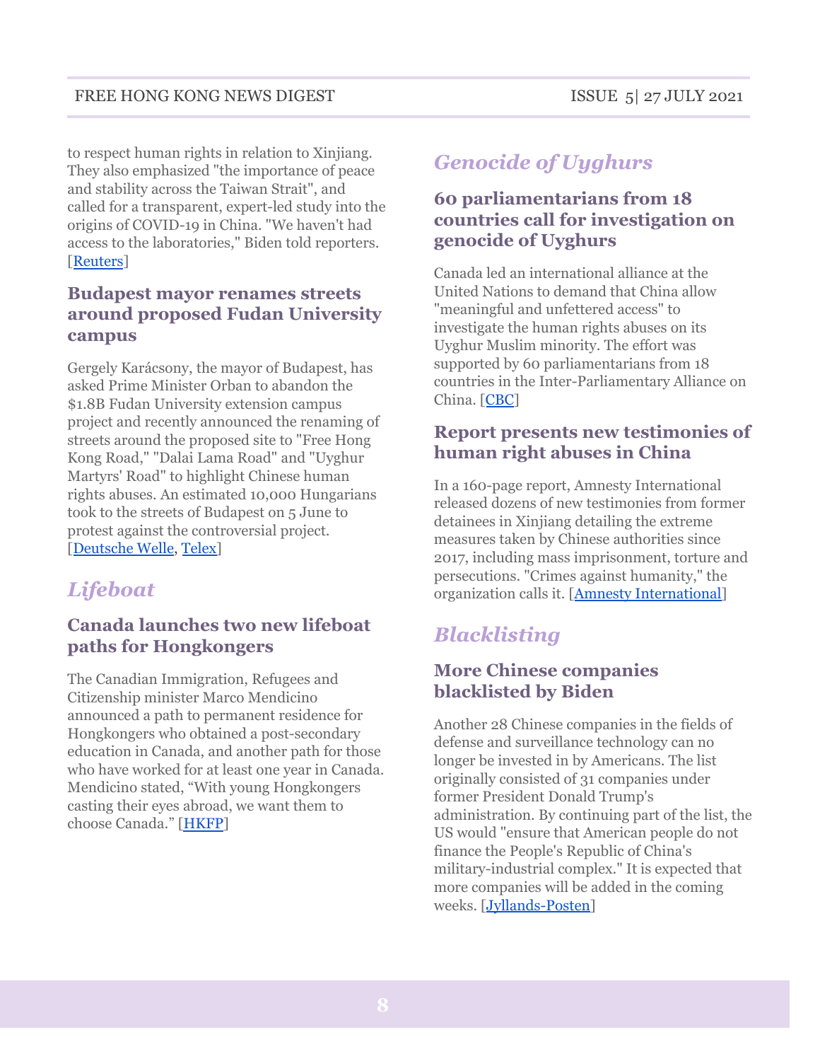to respect human rights in relation to Xinjiang. They also emphasized "the importance of peace and stability across the Taiwan Strait", and called for a transparent, expert-led study into the origins of COVID-19 in China. "We haven't had access to the laboratories," Biden told reporters. [Reuters]

### Budapest mayor renames streets around proposed Fudan University campus

Gergely Karácsony, the mayor of Budapest, has asked Prime Minister Orban to abandon the $1.8B Fudan University extension campus project and recently announced the renaming of streets around the proposed site to "Free Hong Kong Road," "Dalai Lama Road" and "Uyghur Martyrs' Road" to highlight Chinese human rights abuses. An estimated 10,000 Hungarians took to the streets of Budapest on 5 June to protest against the controversial project. [Deutsche Welle, Telex]

## *Lifeboat*

### Canada launches two new lifeboat paths for Hongkongers

The Canadian Immigration, Refugees and Citizenship minister Marco Mendicino announced a path to permanent residence for Hongkongers who obtained a post-secondary education in Canada, and another path for those who have worked for at least one year in Canada. Mendicino stated, "With young Hongkongers casting their eyes abroad, we want them to choose Canada." [HKFP]

## *Genocide of Uyghurs*

### 60 parliamentarians from 18 countries call for investigation on genocide of Uyghurs

Canada led an international alliance at the United Nations to demand that China allow "meaningful and unfettered access" to investigate the human rights abuses on its Uyghur Muslim minority. The effort was supported by 60 parliamentarians from 18 countries in the Inter-Parliamentary Alliance on China. [CBC]

### Report presents new testimonies of human right abuses in China

In a 160-page report, Amnesty International released dozens of new testimonies from former detainees in Xinjiang detailing the extreme measures taken by Chinese authorities since 2017, including mass imprisonment, torture and persecutions. "Crimes against humanity," the organization calls it. [Amnesty International]

## *Blacklisting*

### More Chinese companies blacklisted by Biden

Another 28 Chinese companies in the fields of defense and surveillance technology can no longer be invested in by Americans. The list originally consisted of 31 companies under former President Donald Trump's administration. By continuing part of the list, the US would "ensure that American people do not finance the People's Republic of China's military-industrial complex." It is expected that more companies will be added in the coming weeks. [Jyllands-Posten]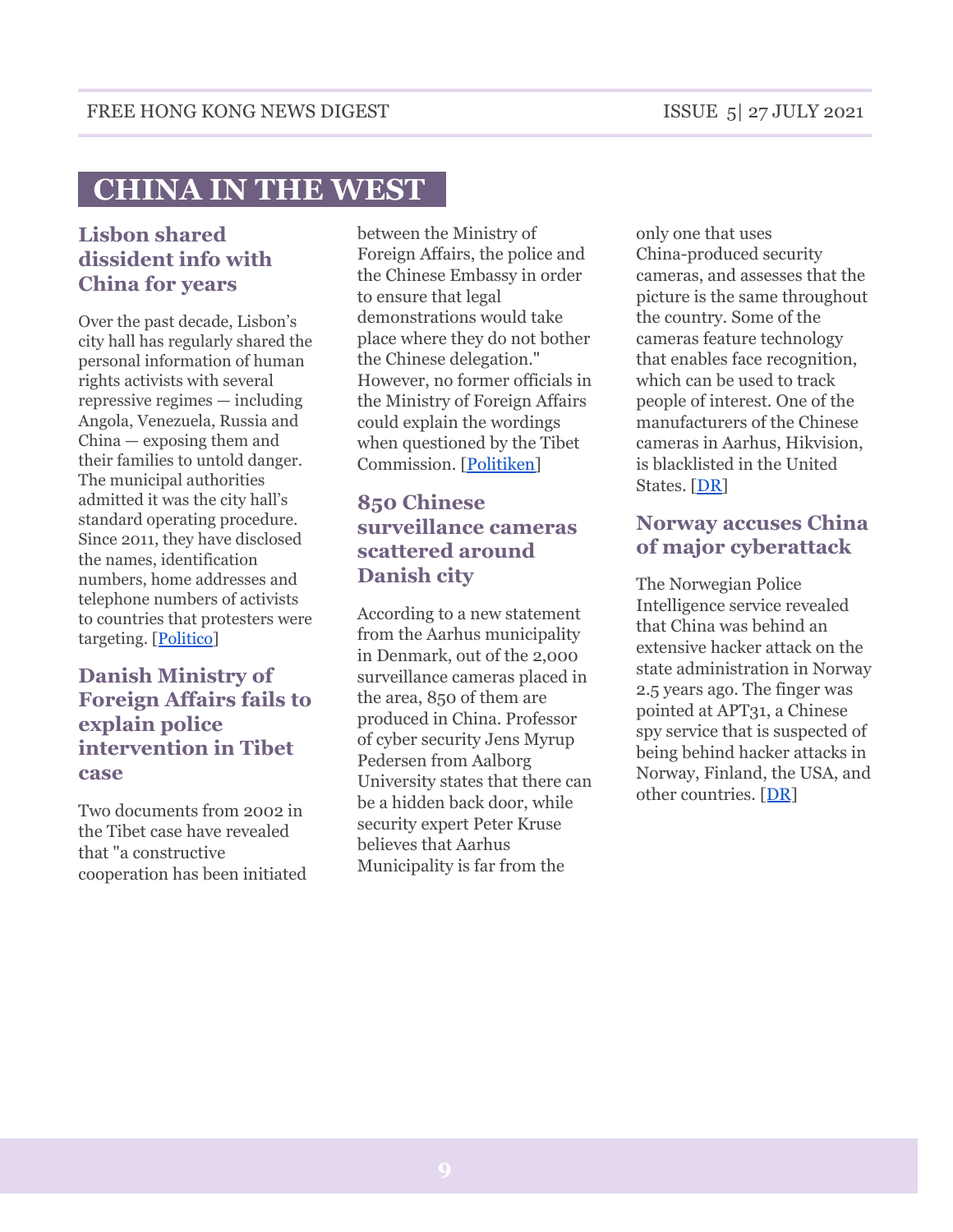# CHINA IN THE WEST

## Lisbon shared dissident info with China for years

Over the past decade, Lisbon's city hall has regularly shared the personal information of human rights activists with several repressive regimes — including Angola, Venezuela, Russia and China — exposing them and their families to untold danger. The municipal authorities admitted it was the city hall's standard operating procedure. Since 2011, they have disclosed the names, identification numbers, home addresses and telephone numbers of activists to countries that protesters were targeting. [Politico]

## Danish Ministry of Foreign Affairs fails to explain police intervention in Tibet case

Two documents from 2002 in the Tibet case have revealed that "a constructive cooperation has been initiated between the Ministry of Foreign Affairs, the police and the Chinese Embassy in order to ensure that legal demonstrations would take place where they do not bother the Chinese delegation." However, no former officials in the Ministry of Foreign Affairs could explain the wordings when questioned by the Tibet Commission. [Politiken]

## 850 Chinese surveillance cameras scattered around Danish city

According to a new statement from the Aarhus municipality in Denmark, out of the 2,000 surveillance cameras placed in the area, 850 of them are produced in China. Professor of cyber security Jens Myrup Pedersen from Aalborg University states that there can be a hidden back door, while security expert Peter Kruse believes that Aarhus Municipality is far from the only one that uses China-produced security cameras, and assesses that the picture is the same throughout the country. Some of the cameras feature technology that enables face recognition, which can be used to track people of interest. One of the manufacturers of the Chinese cameras in Aarhus, Hikvision, is blacklisted in the United States. [DR]

## Norway accuses China of major cyberattack

The Norwegian Police Intelligence service revealed that China was behind an extensive hacker attack on the state administration in Norway 2.5 years ago. The finger was pointed at APT31, a Chinese spy service that is suspected of being behind hacker attacks in Norway, Finland, the USA, and other countries. [DR]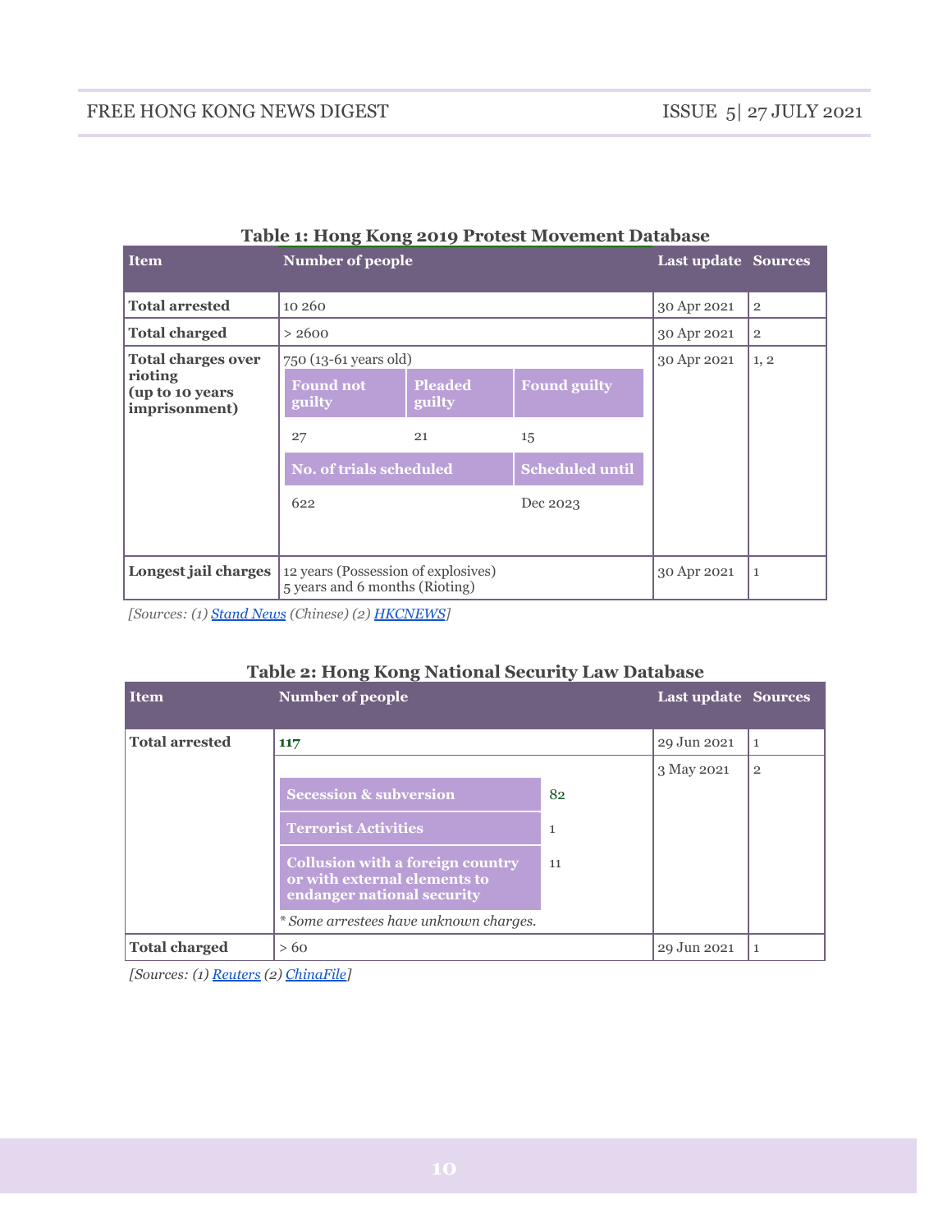**Table 1: Hong Kong 2019 Protest Movement Database**

| Item | Number of people | | | Last update | Sources |
|---|---|---|---|---|---|
| **Total arrested** | 10 260 | | | 30 Apr 2021 | 2 |
| **Total charged** | > 2600 | | | 30 Apr 2021 | 2 |
| **Total charges over rioting (up to 10 years imprisonment)** | 750 (13-61 years old) | | | 30 Apr 2021 | 1, 2 |
| | **Found not guilty** | **Pleaded guilty** | **Found guilty** | | |
| | 27 | 21 | 15 | | |
| | **No. of trials scheduled** | | **Scheduled until** | | |
| | 622 | | Dec 2023 | | |
| **Longest jail charges** | 12 years (Possession of explosives)<br>5 years and 6 months (Rioting) | | | 30 Apr 2021 | 1 |

*[Sources: (1) Stand News (Chinese) (2) HKCNEWS]*

**Table 2: Hong Kong National Security Law Database**

| Item | Number of people | | Last update | Sources |
|---|---|---|---|---|
| **Total arrested** | 117 | | 29 Jun 2021 | 1 |
| | | | 3 May 2021 | 2 |
| | **Secession & subversion** | 82 | | |
| | **Terrorist Activities** | 1 | | |
| | **Collusion with a foreign country or with external elements to endanger national security** | 11 | | |
| | *\* Some arrestees have unknown charges.* | | | |
| **Total charged** | > 60 | | 29 Jun 2021 | 1 |

*[Sources: (1) Reuters (2) ChinaFile]*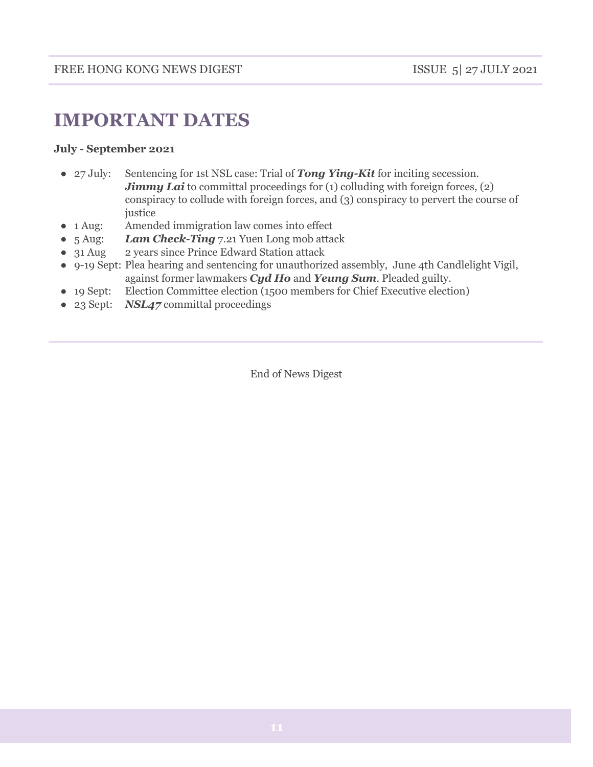# IMPORTANT DATES

**July - September 2021**

- 27 July: Sentencing for 1st NSL case: Trial of ***Tong Ying-Kit*** for inciting secession. ***Jimmy Lai*** to committal proceedings for (1) colluding with foreign forces, (2) conspiracy to collude with foreign forces, and (3) conspiracy to pervert the course of justice
- 1 Aug: Amended immigration law comes into effect
- 5 Aug: ***Lam Check-Ting*** 7.21 Yuen Long mob attack
- 31 Aug 2 years since Prince Edward Station attack
- 9-19 Sept: Plea hearing and sentencing for unauthorized assembly, June 4th Candlelight Vigil, against former lawmakers ***Cyd Ho*** and ***Yeung Sum***. Pleaded guilty.
- 19 Sept: Election Committee election (1500 members for Chief Executive election)
- 23 Sept: ***NSL47*** committal proceedings

---

End of News Digest